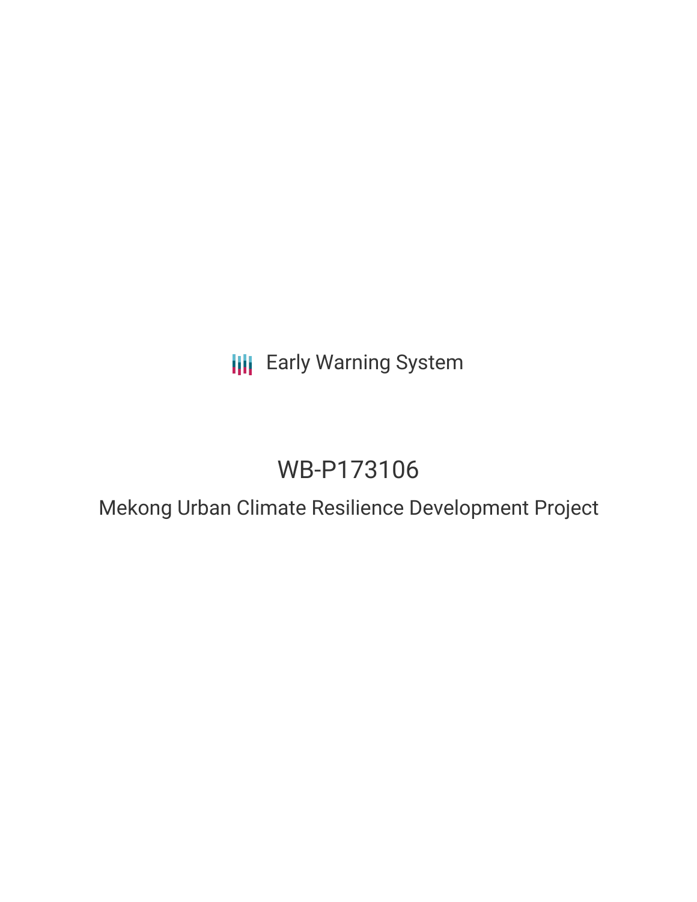Early Warning System

# WB-P173106

## Mekong Urban Climate Resilience Development Project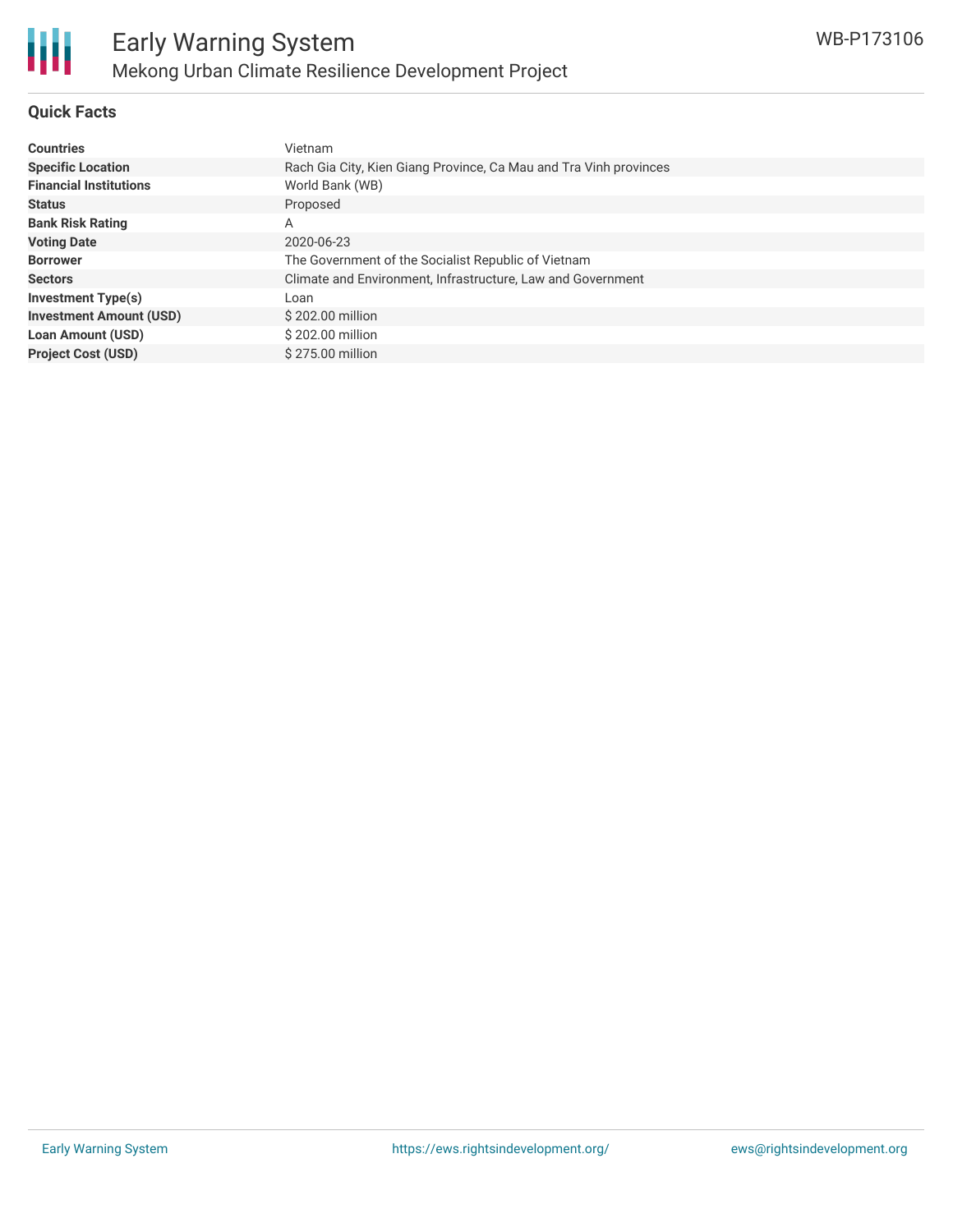## Quick Facts

| | |
|---|---|
| **Countries** | Vietnam |
| **Specific Location** | Rach Gia City, Kien Giang Province, Ca Mau and Tra Vinh provinces |
| **Financial Institutions** | World Bank (WB) |
| **Status** | Proposed |
| **Bank Risk Rating** | A |
| **Voting Date** | 2020-06-23 |
| **Borrower** | The Government of the Socialist Republic of Vietnam |
| **Sectors** | Climate and Environment, Infrastructure, Law and Government |
| **Investment Type(s)** | Loan |
| **Investment Amount (USD)** | $ 202.00 million |
| **Loan Amount (USD)** | $ 202.00 million |
| **Project Cost (USD)** | $ 275.00 million |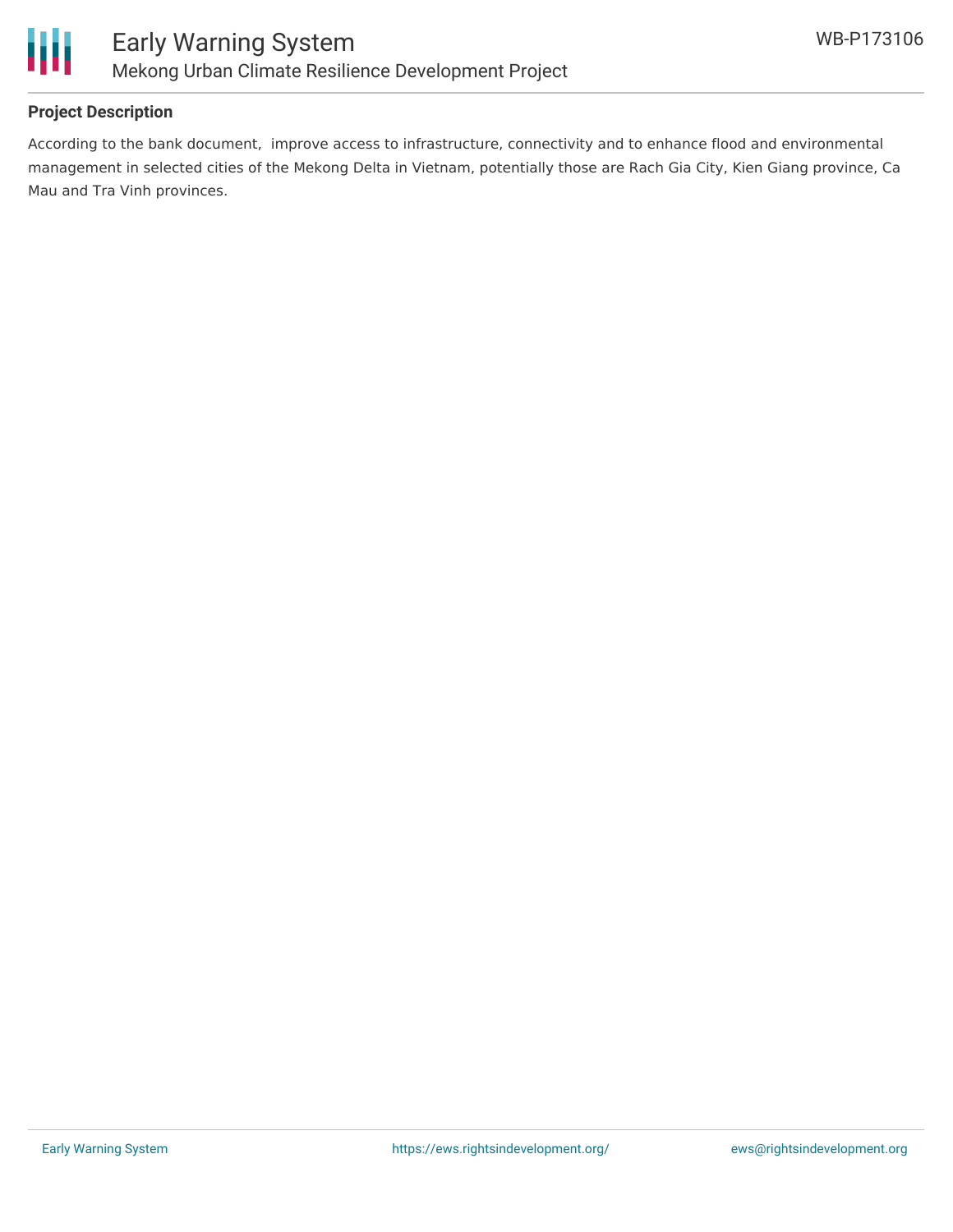### Project Description

According to the bank document,  improve access to infrastructure, connectivity and to enhance flood and environmental management in selected cities of the Mekong Delta in Vietnam, potentially those are Rach Gia City, Kien Giang province, Ca Mau and Tra Vinh provinces.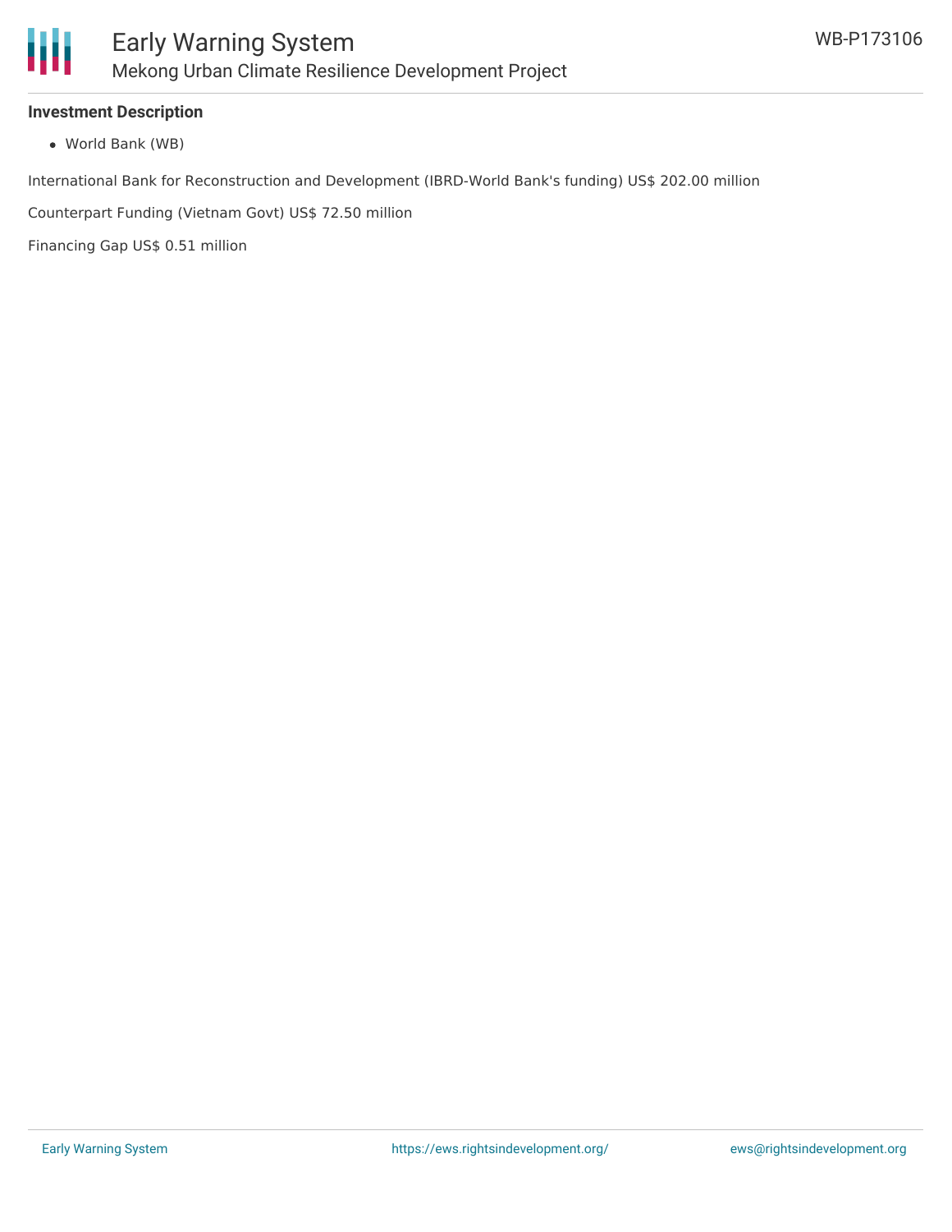### Investment Description

- World Bank (WB)

International Bank for Reconstruction and Development (IBRD-World Bank's funding) US$ 202.00 million

Counterpart Funding (Vietnam Govt) US$ 72.50 million

Financing Gap US$ 0.51 million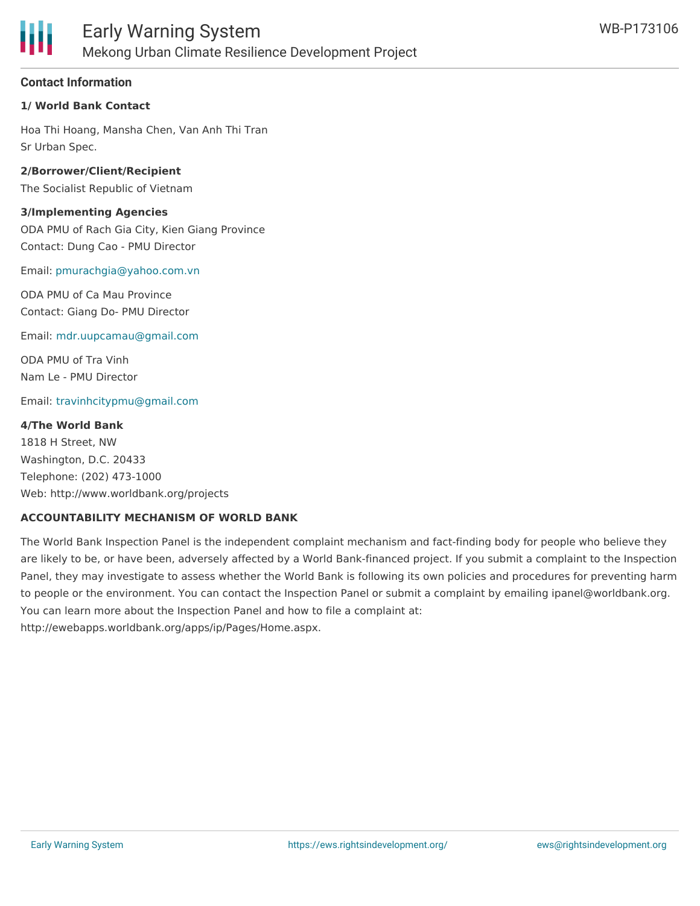## Contact Information

**1/ World Bank Contact**

Hoa Thi Hoang, Mansha Chen, Van Anh Thi Tran
Sr Urban Spec.

**2/Borrower/Client/Recipient**

The Socialist Republic of Vietnam

**3/Implementing Agencies**

ODA PMU of Rach Gia City, Kien Giang Province
Contact: Dung Cao - PMU Director

Email: pmurachgia@yahoo.com.vn

ODA PMU of Ca Mau Province
Contact: Giang Do- PMU Director

Email: mdr.uupcamau@gmail.com

ODA PMU of Tra Vinh
Nam Le - PMU Director

Email: travinhcitypmu@gmail.com

**4/The World Bank**

1818 H Street, NW
Washington, D.C. 20433
Telephone: (202) 473-1000
Web: http://www.worldbank.org/projects

**ACCOUNTABILITY MECHANISM OF WORLD BANK**

The World Bank Inspection Panel is the independent complaint mechanism and fact-finding body for people who believe they are likely to be, or have been, adversely affected by a World Bank-financed project. If you submit a complaint to the Inspection Panel, they may investigate to assess whether the World Bank is following its own policies and procedures for preventing harm to people or the environment. You can contact the Inspection Panel or submit a complaint by emailing ipanel@worldbank.org. You can learn more about the Inspection Panel and how to file a complaint at: http://ewebapps.worldbank.org/apps/ip/Pages/Home.aspx.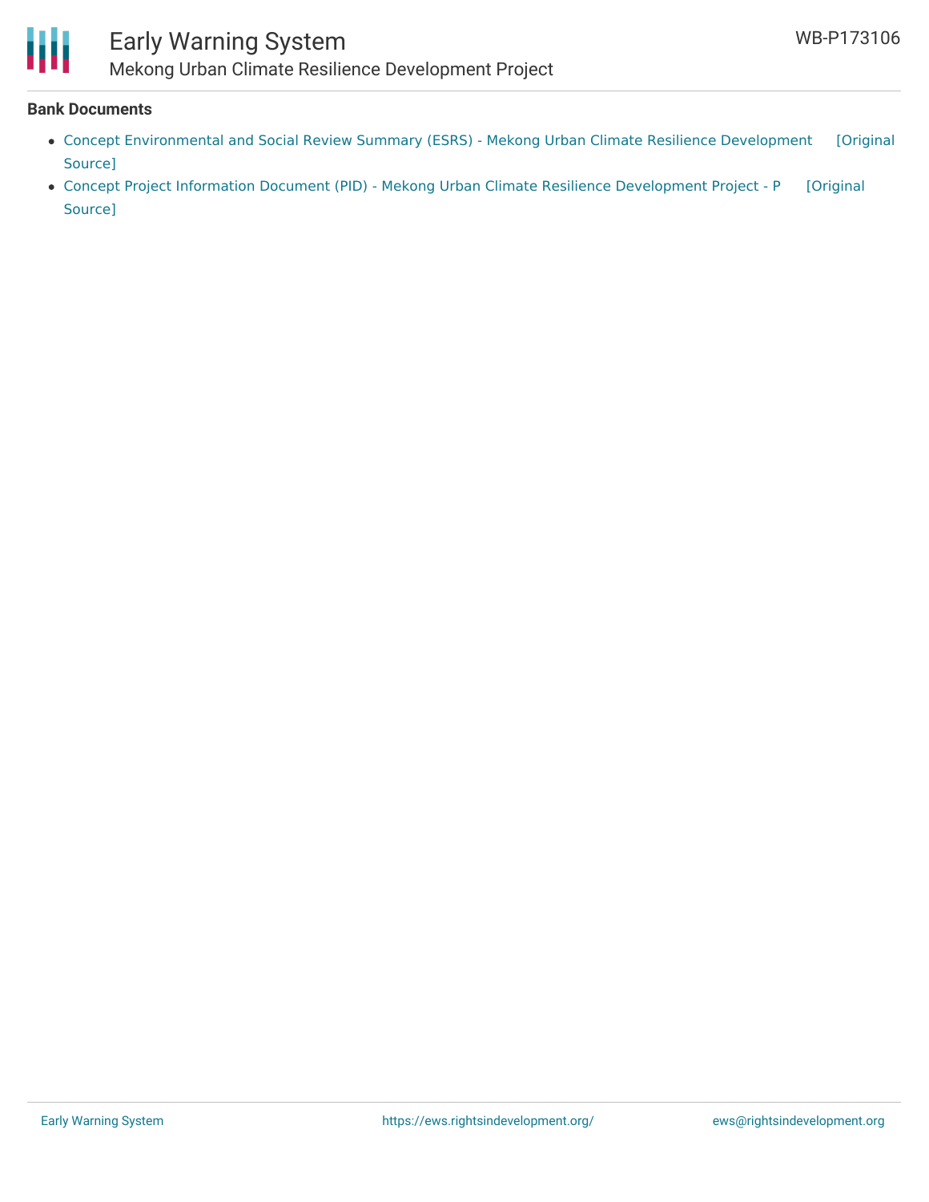**Bank Documents**

- Concept Environmental and Social Review Summary (ESRS) - Mekong Urban Climate Resilience Development [Original Source]
- Concept Project Information Document (PID) - Mekong Urban Climate Resilience Development Project - P [Original Source]